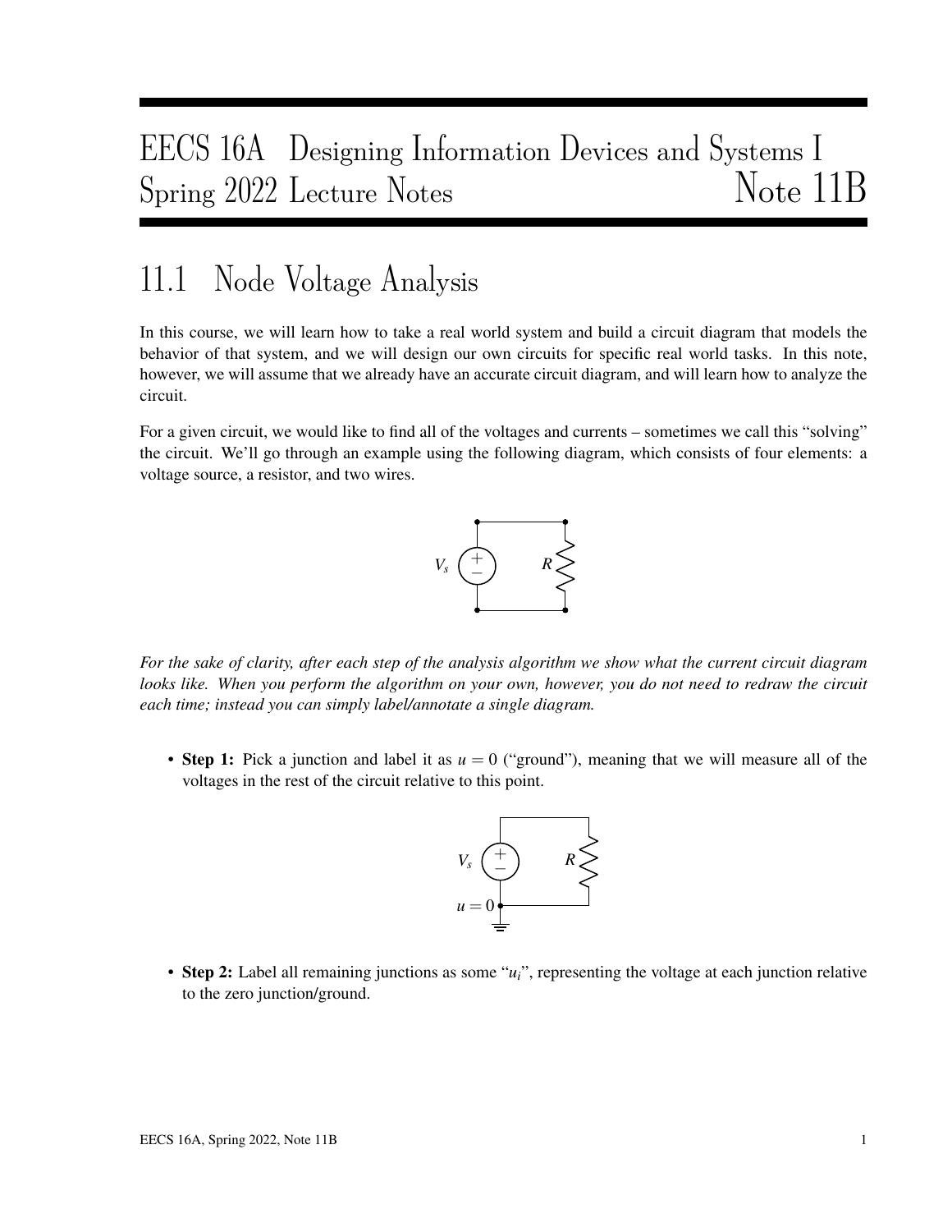# EECS 16A Designing Information Devices and Systems I
# Spring 2022 Lecture Notes — Note 11B

## 11.1 Node Voltage Analysis

In this course, we will learn how to take a real world system and build a circuit diagram that models the behavior of that system, and we will design our own circuits for specific real world tasks. In this note, however, we will assume that we already have an accurate circuit diagram, and will learn how to analyze the circuit.

For a given circuit, we would like to find all of the voltages and currents – sometimes we call this "solving" the circuit. We'll go through an example using the following diagram, which consists of four elements: a voltage source, a resistor, and two wires.

*For the sake of clarity, after each step of the analysis algorithm we show what the current circuit diagram looks like. When you perform the algorithm on your own, however, you do not need to redraw the circuit each time; instead you can simply label/annotate a single diagram.*

- **Step 1:** Pick a junction and label it as $u = 0$ ("ground"), meaning that we will measure all of the voltages in the rest of the circuit relative to this point.

- **Step 2:** Label all remaining junctions as some "$u_i$", representing the voltage at each junction relative to the zero junction/ground.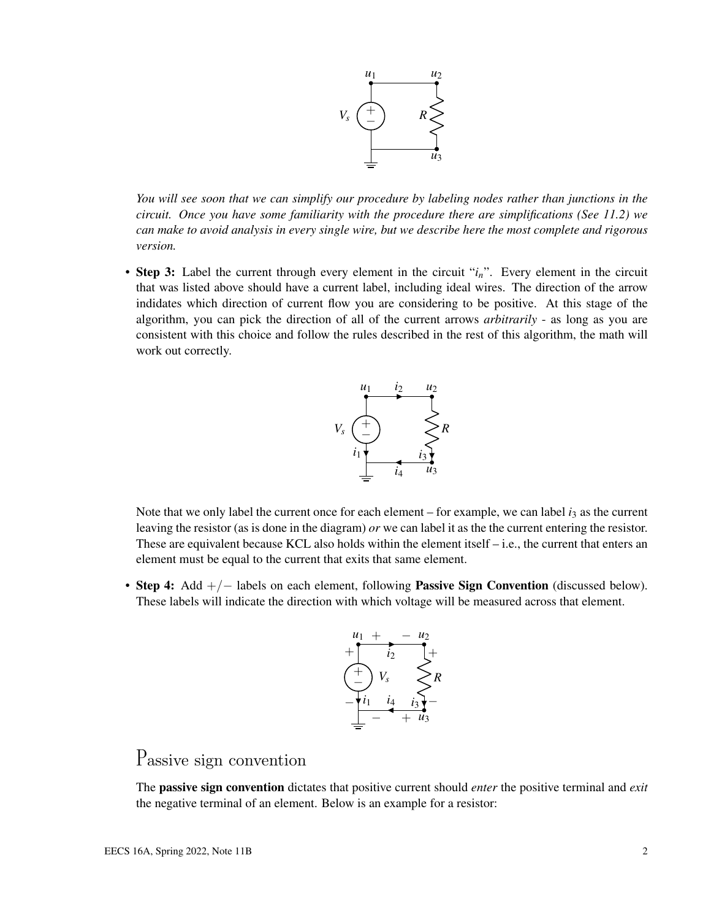*You will see soon that we can simplify our procedure by labeling nodes rather than junctions in the circuit. Once you have some familiarity with the procedure there are simplifications (See 11.2) we can make to avoid analysis in every single wire, but we describe here the most complete and rigorous version.*

- **Step 3:** Label the current through every element in the circuit "$i_n$". Every element in the circuit that was listed above should have a current label, including ideal wires. The direction of the arrow indidates which direction of current flow you are considering to be positive. At this stage of the algorithm, you can pick the direction of all of the current arrows *arbitrarily* - as long as you are consistent with this choice and follow the rules described in the rest of this algorithm, the math will work out correctly.

  Note that we only label the current once for each element – for example, we can label $i_3$ as the current leaving the resistor (as is done in the diagram) *or* we can label it as the the current entering the resistor. These are equivalent because KCL also holds within the element itself – i.e., the current that enters an element must be equal to the current that exits that same element.

- **Step 4:** Add $+/-$ labels on each element, following **Passive Sign Convention** (discussed below). These labels will indicate the direction with which voltage will be measured across that element.

# Passive sign convention

The **passive sign convention** dictates that positive current should *enter* the positive terminal and *exit* the negative terminal of an element. Below is an example for a resistor: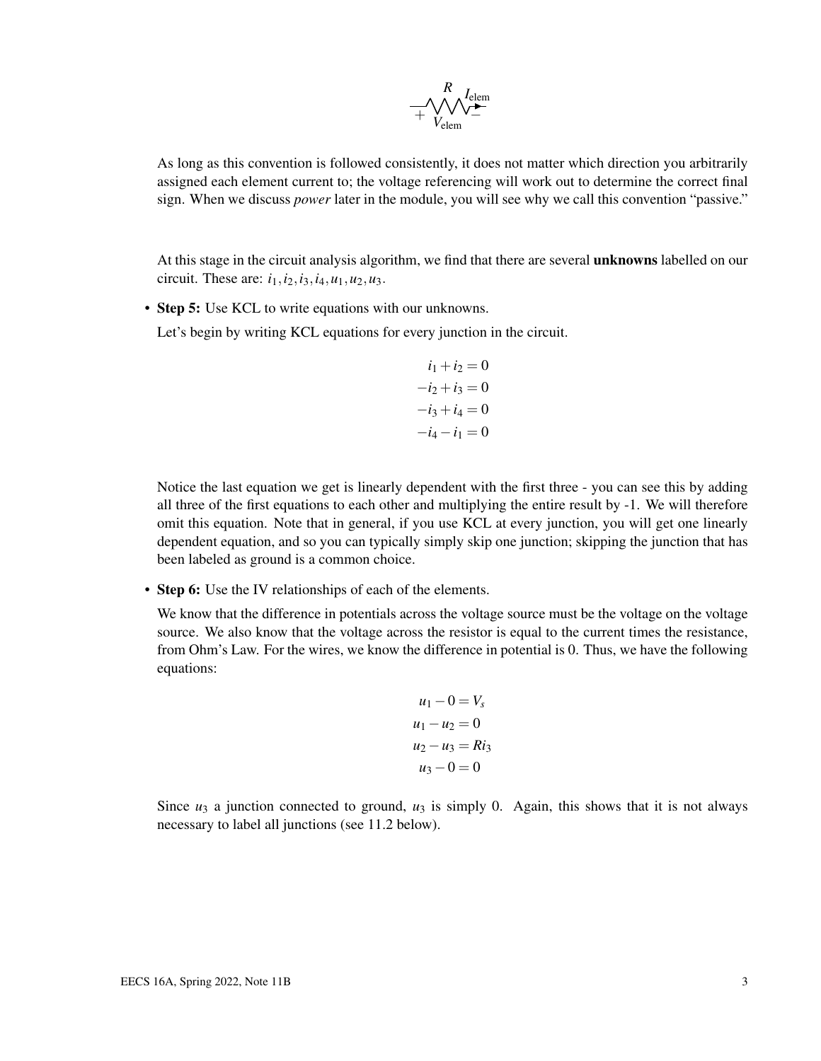As long as this convention is followed consistently, it does not matter which direction you arbitrarily assigned each element current to; the voltage referencing will work out to determine the correct final sign. When we discuss *power* later in the module, you will see why we call this convention "passive."

At this stage in the circuit analysis algorithm, we find that there are several **unknowns** labelled on our circuit. These are: $i_1, i_2, i_3, i_4, u_1, u_2, u_3$.

- **Step 5:** Use KCL to write equations with our unknowns.

  Let's begin by writing KCL equations for every junction in the circuit.

$$
\begin{aligned}
i_1 + i_2 &= 0 \\
-i_2 + i_3 &= 0 \\
-i_3 + i_4 &= 0 \\
-i_4 - i_1 &= 0
\end{aligned}
$$

  Notice the last equation we get is linearly dependent with the first three - you can see this by adding all three of the first equations to each other and multiplying the entire result by -1. We will therefore omit this equation. Note that in general, if you use KCL at every junction, you will get one linearly dependent equation, and so you can typically simply skip one junction; skipping the junction that has been labeled as ground is a common choice.

- **Step 6:** Use the IV relationships of each of the elements.

  We know that the difference in potentials across the voltage source must be the voltage on the voltage source. We also know that the voltage across the resistor is equal to the current times the resistance, from Ohm's Law. For the wires, we know the difference in potential is 0. Thus, we have the following equations:

$$
\begin{aligned}
u_1 - 0 &= V_s \\
u_1 - u_2 &= 0 \\
u_2 - u_3 &= Ri_3 \\
u_3 - 0 &= 0
\end{aligned}
$$

  Since $u_3$ a junction connected to ground, $u_3$ is simply 0. Again, this shows that it is not always necessary to label all junctions (see 11.2 below).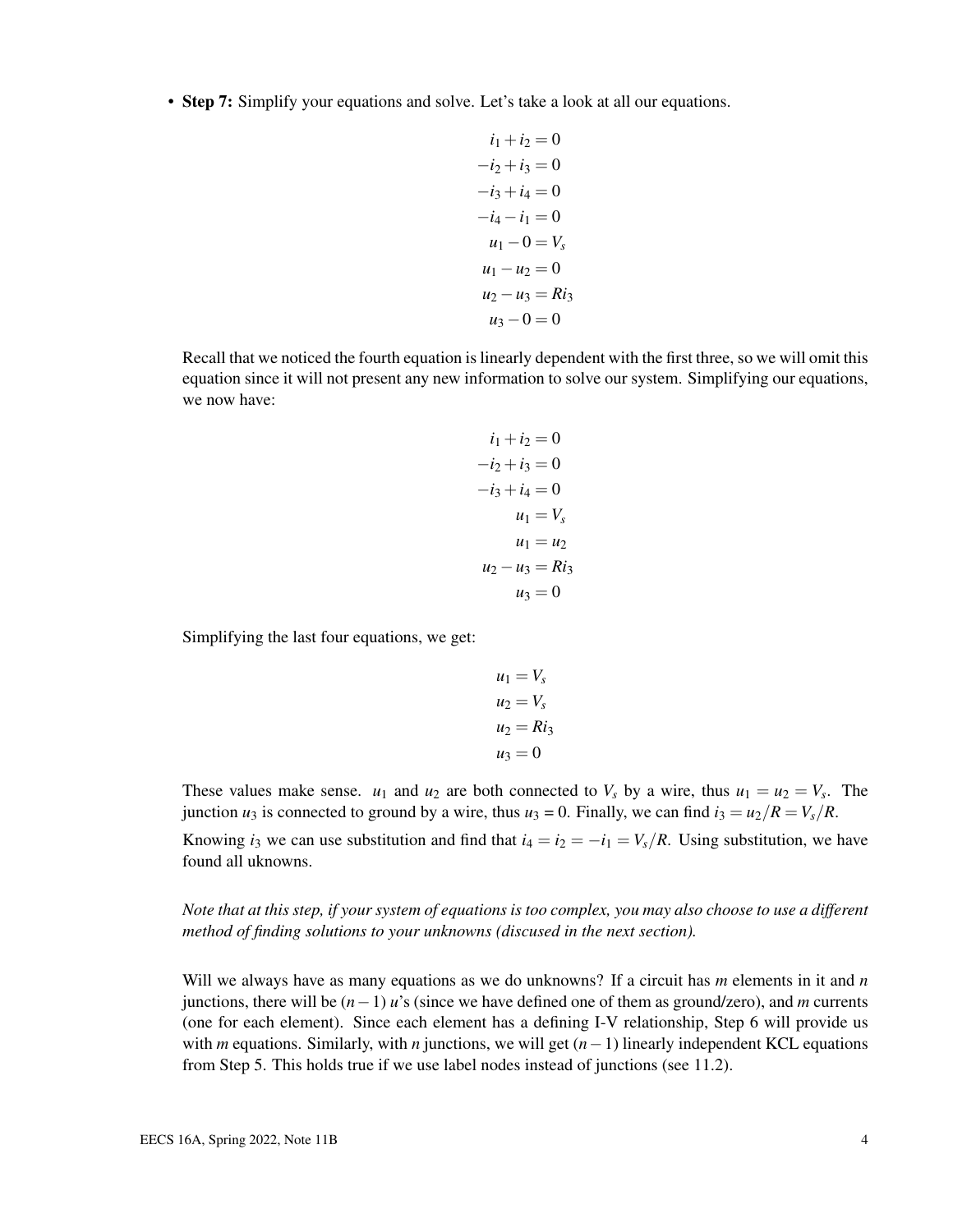- **Step 7:** Simplify your equations and solve. Let's take a look at all our equations.

$$
\begin{aligned}
i_1 + i_2 &= 0 \\
-i_2 + i_3 &= 0 \\
-i_3 + i_4 &= 0 \\
-i_4 - i_1 &= 0 \\
u_1 - 0 &= V_s \\
u_1 - u_2 &= 0 \\
u_2 - u_3 &= Ri_3 \\
u_3 - 0 &= 0
\end{aligned}
$$

Recall that we noticed the fourth equation is linearly dependent with the first three, so we will omit this equation since it will not present any new information to solve our system. Simplifying our equations, we now have:

$$
\begin{aligned}
i_1 + i_2 &= 0 \\
-i_2 + i_3 &= 0 \\
-i_3 + i_4 &= 0 \\
u_1 &= V_s \\
u_1 &= u_2 \\
u_2 - u_3 &= Ri_3 \\
u_3 &= 0
\end{aligned}
$$

Simplifying the last four equations, we get:

$$
\begin{aligned}
u_1 &= V_s \\
u_2 &= V_s \\
u_2 &= Ri_3 \\
u_3 &= 0
\end{aligned}
$$

These values make sense. $u_1$ and $u_2$ are both connected to $V_s$ by a wire, thus $u_1 = u_2 = V_s$. The junction $u_3$ is connected to ground by a wire, thus $u_3$ = 0. Finally, we can find $i_3 = u_2/R = V_s/R$.

Knowing $i_3$ we can use substitution and find that $i_4 = i_2 = -i_1 = V_s/R$. Using substitution, we have found all uknowns.

*Note that at this step, if your system of equations is too complex, you may also choose to use a different method of finding solutions to your unknowns (discused in the next section).*

Will we always have as many equations as we do unknowns? If a circuit has $m$ elements in it and $n$ junctions, there will be $(n-1)$ $u$'s (since we have defined one of them as ground/zero), and $m$ currents (one for each element). Since each element has a defining I-V relationship, Step 6 will provide us with $m$ equations. Similarly, with $n$ junctions, we will get $(n-1)$ linearly independent KCL equations from Step 5. This holds true if we use label nodes instead of junctions (see 11.2).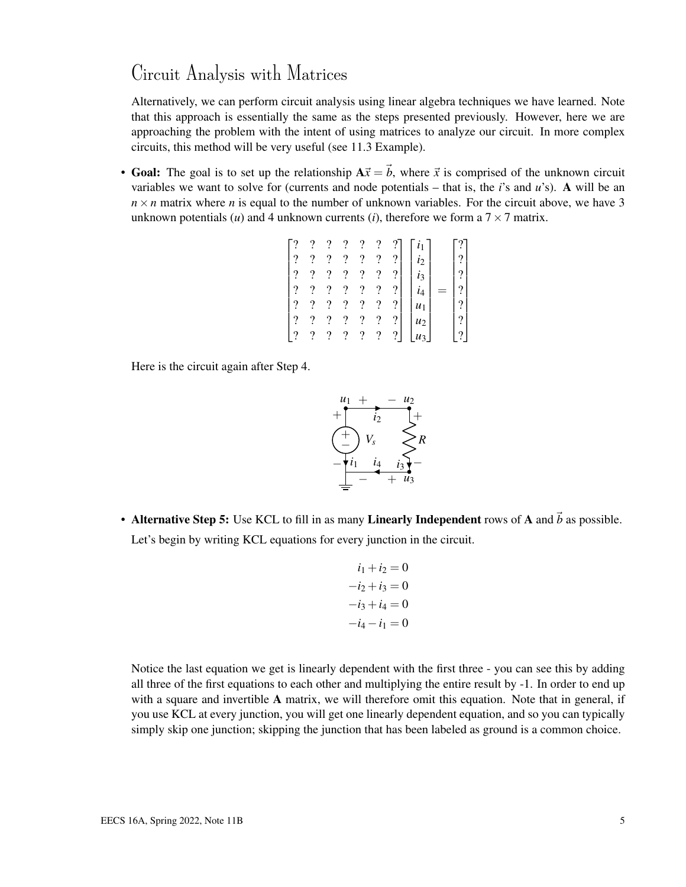# Circuit Analysis with Matrices

Alternatively, we can perform circuit analysis using linear algebra techniques we have learned. Note that this approach is essentially the same as the steps presented previously. However, here we are approaching the problem with the intent of using matrices to analyze our circuit. In more complex circuits, this method will be very useful (see 11.3 Example).

- **Goal:** The goal is to set up the relationship $\mathbf{A}\vec{x} = \vec{b}$, where $\vec{x}$ is comprised of the unknown circuit variables we want to solve for (currents and node potentials – that is, the $i$'s and $u$'s). $\mathbf{A}$ will be an $n \times n$ matrix where $n$ is equal to the number of unknown variables. For the circuit above, we have 3 unknown potentials ($u$) and 4 unknown currents ($i$), therefore we form a $7 \times 7$ matrix.

$$\begin{bmatrix} ? & ? & ? & ? & ? & ? & ? \\ ? & ? & ? & ? & ? & ? & ? \\ ? & ? & ? & ? & ? & ? & ? \\ ? & ? & ? & ? & ? & ? & ? \\ ? & ? & ? & ? & ? & ? & ? \\ ? & ? & ? & ? & ? & ? & ? \\ ? & ? & ? & ? & ? & ? & ? \end{bmatrix} \begin{bmatrix} i_1 \\ i_2 \\ i_3 \\ i_4 \\ u_1 \\ u_2 \\ u_3 \end{bmatrix} = \begin{bmatrix} ? \\ ? \\ ? \\ ? \\ ? \\ ? \\ ? \end{bmatrix}$$

Here is the circuit again after Step 4.

- **Alternative Step 5:** Use KCL to fill in as many **Linearly Independent** rows of $\mathbf{A}$ and $\vec{b}$ as possible.

  Let's begin by writing KCL equations for every junction in the circuit.

$$\begin{aligned} i_1 + i_2 &= 0 \\ -i_2 + i_3 &= 0 \\ -i_3 + i_4 &= 0 \\ -i_4 - i_1 &= 0 \end{aligned}$$

Notice the last equation we get is linearly dependent with the first three - you can see this by adding all three of the first equations to each other and multiplying the entire result by -1. In order to end up with a square and invertible $\mathbf{A}$ matrix, we will therefore omit this equation. Note that in general, if you use KCL at every junction, you will get one linearly dependent equation, and so you can typically simply skip one junction; skipping the junction that has been labeled as ground is a common choice.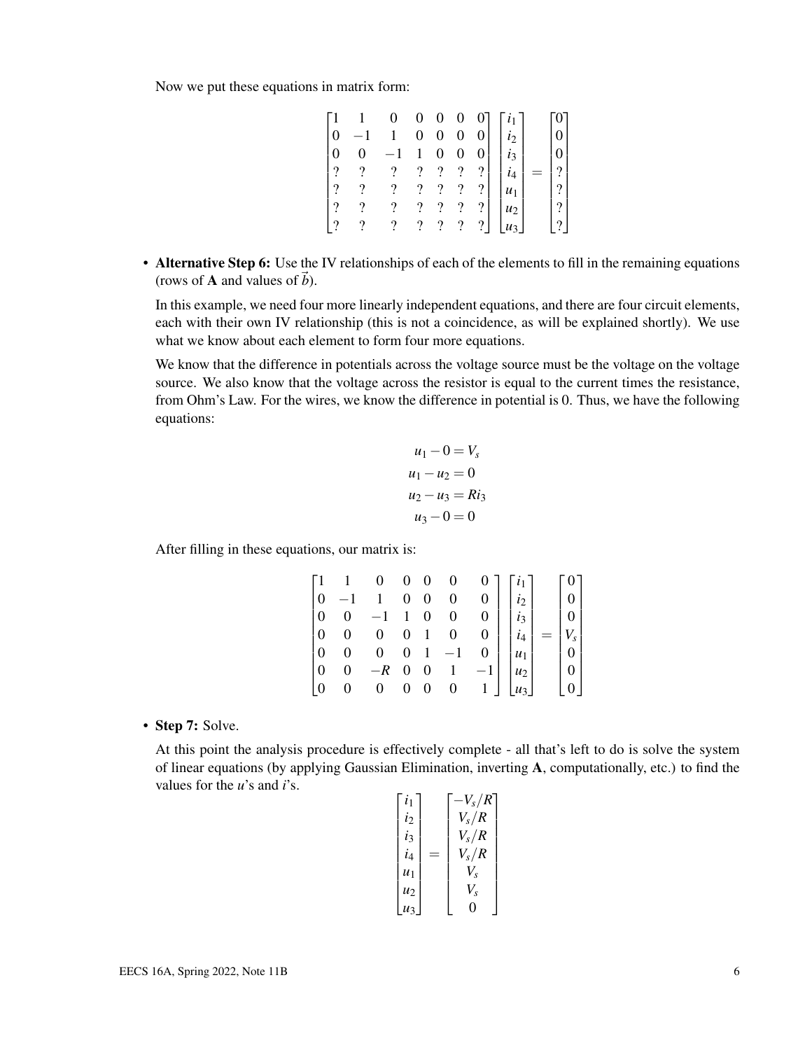Now we put these equations in matrix form:

$$
\begin{bmatrix}
1 & 1 & 0 & 0 & 0 & 0 & 0 \\
0 & -1 & 1 & 0 & 0 & 0 & 0 \\
0 & 0 & -1 & 1 & 0 & 0 & 0 \\
? & ? & ? & ? & ? & ? & ? \\
? & ? & ? & ? & ? & ? & ? \\
? & ? & ? & ? & ? & ? & ? \\
? & ? & ? & ? & ? & ? & ?
\end{bmatrix}
\begin{bmatrix} i_1 \\ i_2 \\ i_3 \\ i_4 \\ u_1 \\ u_2 \\ u_3 \end{bmatrix}
=
\begin{bmatrix} 0 \\ 0 \\ 0 \\ ? \\ ? \\ ? \\ ? \end{bmatrix}
$$

- **Alternative Step 6:** Use the IV relationships of each of the elements to fill in the remaining equations (rows of $\mathbf{A}$ and values of $\vec{b}$).

  In this example, we need four more linearly independent equations, and there are four circuit elements, each with their own IV relationship (this is not a coincidence, as will be explained shortly). We use what we know about each element to form four more equations.

  We know that the difference in potentials across the voltage source must be the voltage on the voltage source. We also know that the voltage across the resistor is equal to the current times the resistance, from Ohm's Law. For the wires, we know the difference in potential is 0. Thus, we have the following equations:

$$
\begin{aligned}
u_1 - 0 &= V_s \\
u_1 - u_2 &= 0 \\
u_2 - u_3 &= Ri_3 \\
u_3 - 0 &= 0
\end{aligned}
$$

  After filling in these equations, our matrix is:

$$
\begin{bmatrix}
1 & 1 & 0 & 0 & 0 & 0 & 0 \\
0 & -1 & 1 & 0 & 0 & 0 & 0 \\
0 & 0 & -1 & 1 & 0 & 0 & 0 \\
0 & 0 & 0 & 0 & 1 & 0 & 0 \\
0 & 0 & 0 & 0 & 1 & -1 & 0 \\
0 & 0 & -R & 0 & 0 & 1 & -1 \\
0 & 0 & 0 & 0 & 0 & 0 & 1
\end{bmatrix}
\begin{bmatrix} i_1 \\ i_2 \\ i_3 \\ i_4 \\ u_1 \\ u_2 \\ u_3 \end{bmatrix}
=
\begin{bmatrix} 0 \\ 0 \\ 0 \\ V_s \\ 0 \\ 0 \\ 0 \end{bmatrix}
$$

- **Step 7:** Solve.

  At this point the analysis procedure is effectively complete - all that's left to do is solve the system of linear equations (by applying Gaussian Elimination, inverting $\mathbf{A}$, computationally, etc.) to find the values for the $u$'s and $i$'s.

$$
\begin{bmatrix} i_1 \\ i_2 \\ i_3 \\ i_4 \\ u_1 \\ u_2 \\ u_3 \end{bmatrix}
=
\begin{bmatrix} -V_s/R \\ V_s/R \\ V_s/R \\ V_s/R \\ V_s \\ V_s \\ 0 \end{bmatrix}
$$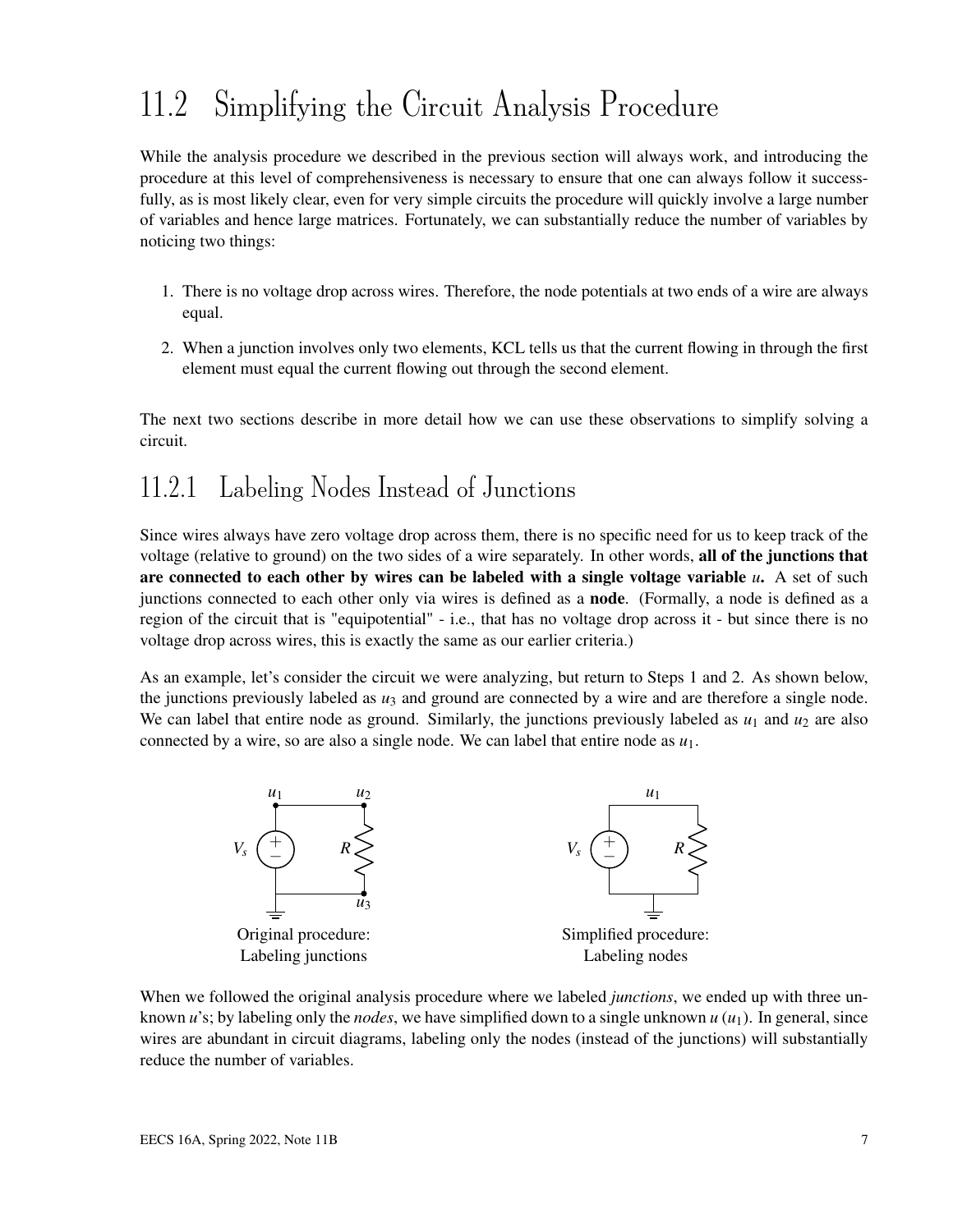## 11.2 Simplifying the Circuit Analysis Procedure

While the analysis procedure we described in the previous section will always work, and introducing the procedure at this level of comprehensiveness is necessary to ensure that one can always follow it successfully, as is most likely clear, even for very simple circuits the procedure will quickly involve a large number of variables and hence large matrices. Fortunately, we can substantially reduce the number of variables by noticing two things:

1. There is no voltage drop across wires. Therefore, the node potentials at two ends of a wire are always equal.
2. When a junction involves only two elements, KCL tells us that the current flowing in through the first element must equal the current flowing out through the second element.

The next two sections describe in more detail how we can use these observations to simplify solving a circuit.

### 11.2.1 Labeling Nodes Instead of Junctions

Since wires always have zero voltage drop across them, there is no specific need for us to keep track of the voltage (relative to ground) on the two sides of a wire separately. In other words, **all of the junctions that are connected to each other by wires can be labeled with a single voltage variable** $u$. A set of such junctions connected to each other only via wires is defined as a **node**. (Formally, a node is defined as a region of the circuit that is "equipotential" - i.e., that has no voltage drop across it - but since there is no voltage drop across wires, this is exactly the same as our earlier criteria.)

As an example, let's consider the circuit we were analyzing, but return to Steps 1 and 2. As shown below, the junctions previously labeled as $u_3$ and ground are connected by a wire and are therefore a single node. We can label that entire node as ground. Similarly, the junctions previously labeled as $u_1$ and $u_2$ are also connected by a wire, so are also a single node. We can label that entire node as $u_1$.

Original procedure: Labeling junctions

Simplified procedure: Labeling nodes

When we followed the original analysis procedure where we labeled *junctions*, we ended up with three unknown $u$'s; by labeling only the *nodes*, we have simplified down to a single unknown $u$ ($u_1$). In general, since wires are abundant in circuit diagrams, labeling only the nodes (instead of the junctions) will substantially reduce the number of variables.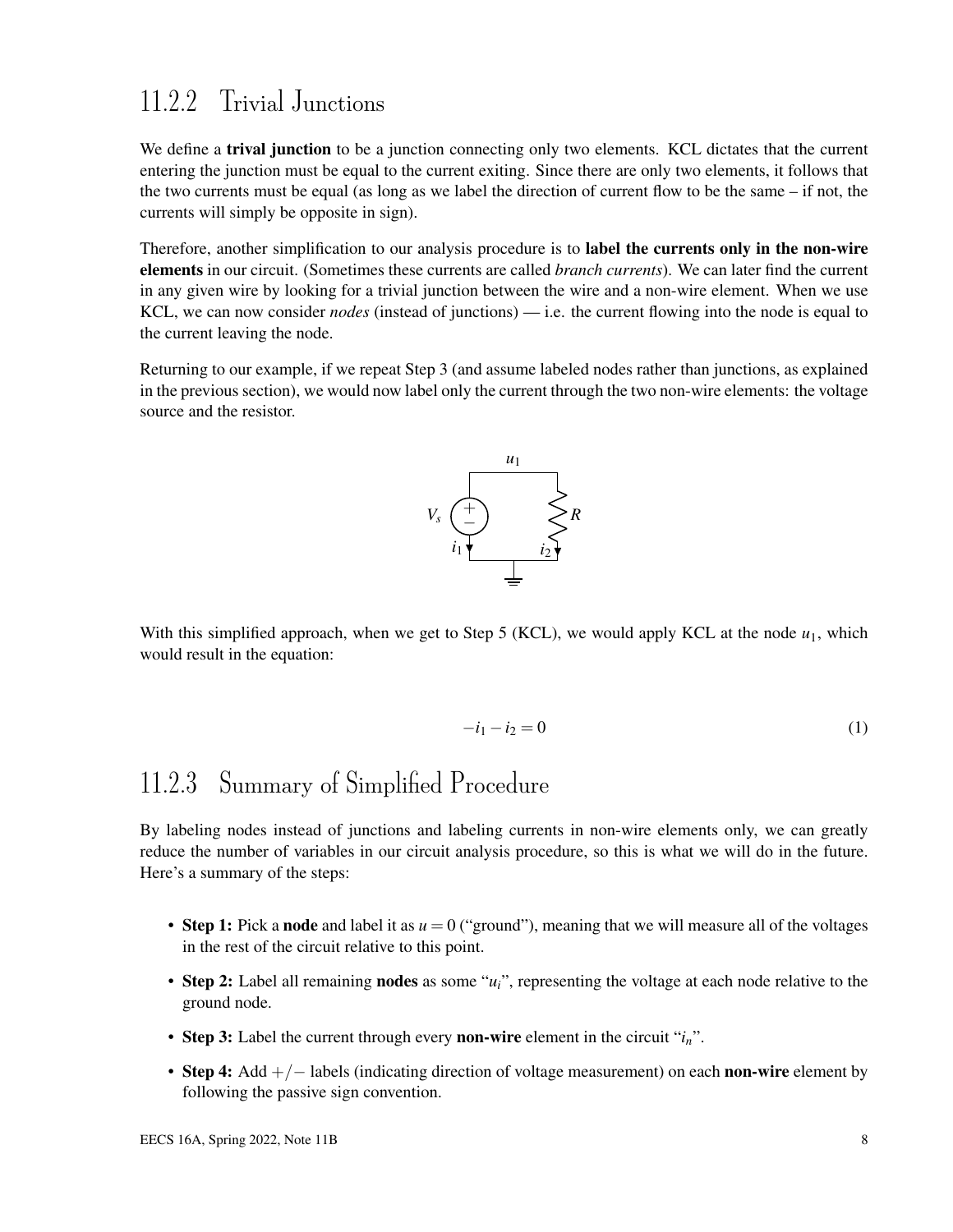## 11.2.2 Trivial Junctions

We define a **trival junction** to be a junction connecting only two elements. KCL dictates that the current entering the junction must be equal to the current exiting. Since there are only two elements, it follows that the two currents must be equal (as long as we label the direction of current flow to be the same – if not, the currents will simply be opposite in sign).

Therefore, another simplification to our analysis procedure is to **label the currents only in the non-wire elements** in our circuit. (Sometimes these currents are called *branch currents*). We can later find the current in any given wire by looking for a trivial junction between the wire and a non-wire element. When we use KCL, we can now consider *nodes* (instead of junctions) — i.e. the current flowing into the node is equal to the current leaving the node.

Returning to our example, if we repeat Step 3 (and assume labeled nodes rather than junctions, as explained in the previous section), we would now label only the current through the two non-wire elements: the voltage source and the resistor.

With this simplified approach, when we get to Step 5 (KCL), we would apply KCL at the node $u_1$, which would result in the equation:

$$-i_1 - i_2 = 0 \tag{1}$$

## 11.2.3 Summary of Simplified Procedure

By labeling nodes instead of junctions and labeling currents in non-wire elements only, we can greatly reduce the number of variables in our circuit analysis procedure, so this is what we will do in the future. Here's a summary of the steps:

- **Step 1:** Pick a **node** and label it as $u = 0$ ("ground"), meaning that we will measure all of the voltages in the rest of the circuit relative to this point.
- **Step 2:** Label all remaining **nodes** as some "$u_i$", representing the voltage at each node relative to the ground node.
- **Step 3:** Label the current through every **non-wire** element in the circuit "$i_n$".
- **Step 4:** Add $+/-$ labels (indicating direction of voltage measurement) on each **non-wire** element by following the passive sign convention.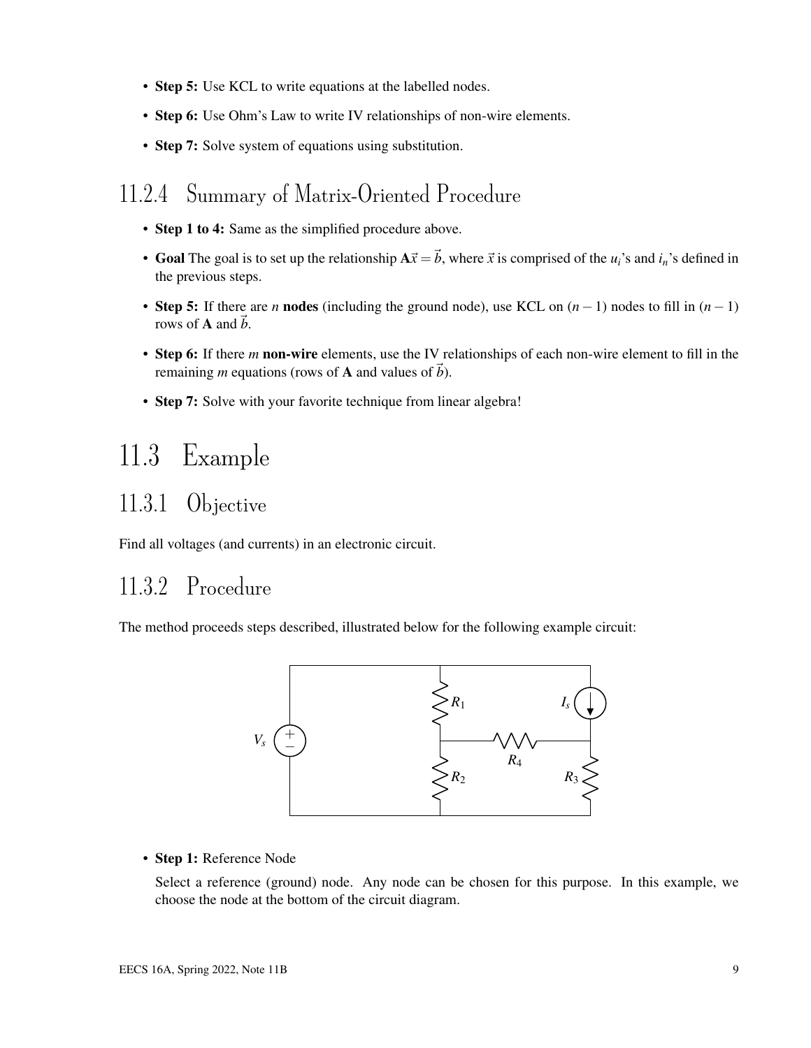- **Step 5:** Use KCL to write equations at the labelled nodes.
- **Step 6:** Use Ohm's Law to write IV relationships of non-wire elements.
- **Step 7:** Solve system of equations using substitution.

### 11.2.4 Summary of Matrix-Oriented Procedure

- **Step 1 to 4:** Same as the simplified procedure above.
- **Goal** The goal is to set up the relationship $\mathbf{A}\vec{x} = \vec{b}$, where $\vec{x}$ is comprised of the $u_i$'s and $i_n$'s defined in the previous steps.
- **Step 5:** If there are $n$ **nodes** (including the ground node), use KCL on $(n-1)$ nodes to fill in $(n-1)$ rows of $\mathbf{A}$ and $\vec{b}$.
- **Step 6:** If there $m$ **non-wire** elements, use the IV relationships of each non-wire element to fill in the remaining $m$ equations (rows of $\mathbf{A}$ and values of $\vec{b}$).
- **Step 7:** Solve with your favorite technique from linear algebra!

## 11.3 Example

### 11.3.1 Objective

Find all voltages (and currents) in an electronic circuit.

### 11.3.2 Procedure

The method proceeds steps described, illustrated below for the following example circuit:

- **Step 1:** Reference Node

  Select a reference (ground) node. Any node can be chosen for this purpose. In this example, we choose the node at the bottom of the circuit diagram.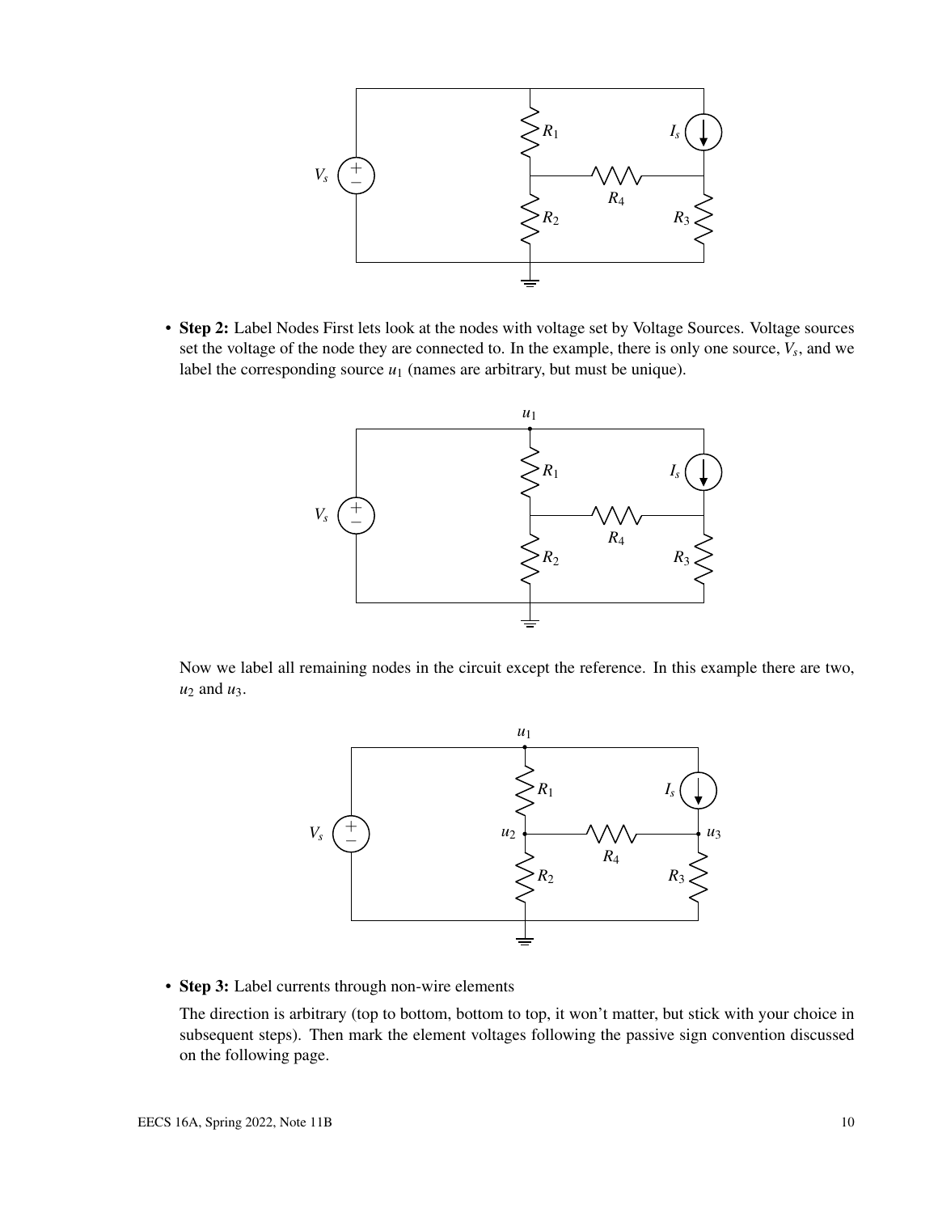- **Step 2:** Label Nodes First lets look at the nodes with voltage set by Voltage Sources. Voltage sources set the voltage of the node they are connected to. In the example, there is only one source, $V_s$, and we label the corresponding source $u_1$ (names are arbitrary, but must be unique).

  Now we label all remaining nodes in the circuit except the reference. In this example there are two, $u_2$ and $u_3$.

- **Step 3:** Label currents through non-wire elements

  The direction is arbitrary (top to bottom, bottom to top, it won't matter, but stick with your choice in subsequent steps). Then mark the element voltages following the passive sign convention discussed on the following page.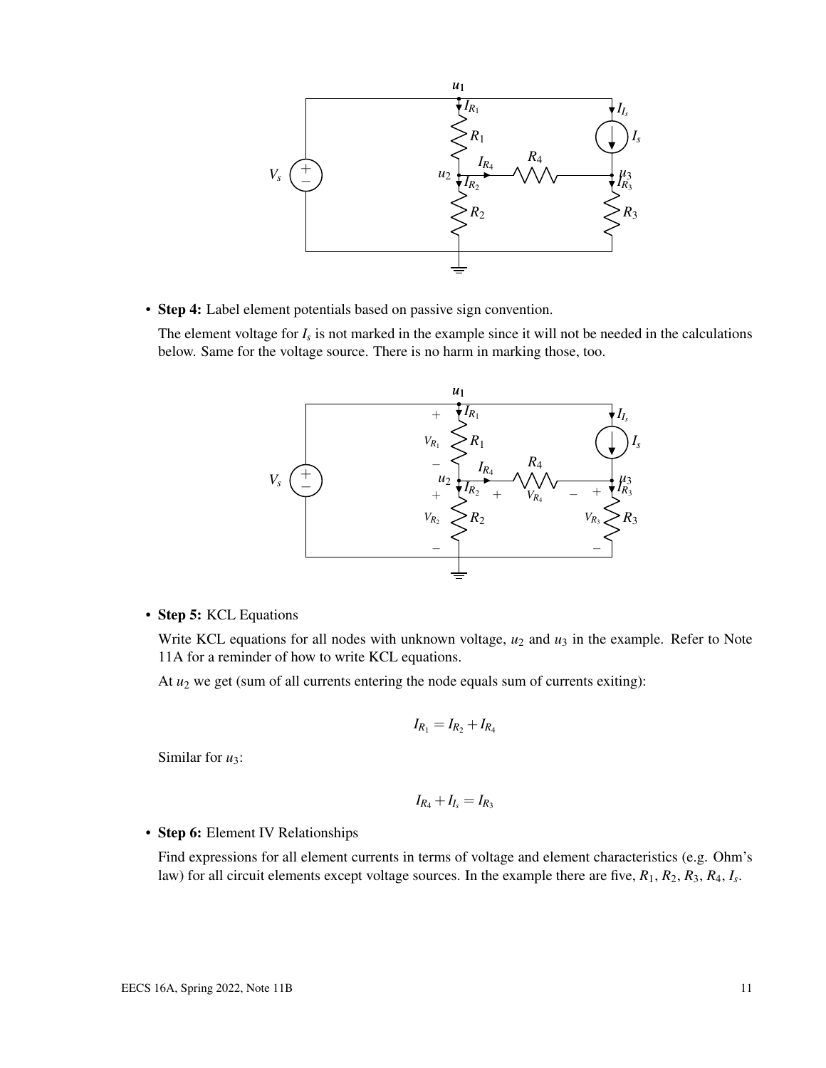- **Step 4:** Label element potentials based on passive sign convention.

  The element voltage for $I_s$ is not marked in the example since it will not be needed in the calculations below. Same for the voltage source. There is no harm in marking those, too.

- **Step 5:** KCL Equations

  Write KCL equations for all nodes with unknown voltage, $u_2$ and $u_3$ in the example. Refer to Note 11A for a reminder of how to write KCL equations.

  At $u_2$ we get (sum of all currents entering the node equals sum of currents exiting):

  $$I_{R_1} = I_{R_2} + I_{R_4}$$

  Similar for $u_3$:

  $$I_{R_4} + I_{I_s} = I_{R_3}$$

- **Step 6:** Element IV Relationships

  Find expressions for all element currents in terms of voltage and element characteristics (e.g. Ohm's law) for all circuit elements except voltage sources. In the example there are five, $R_1$, $R_2$, $R_3$, $R_4$, $I_s$.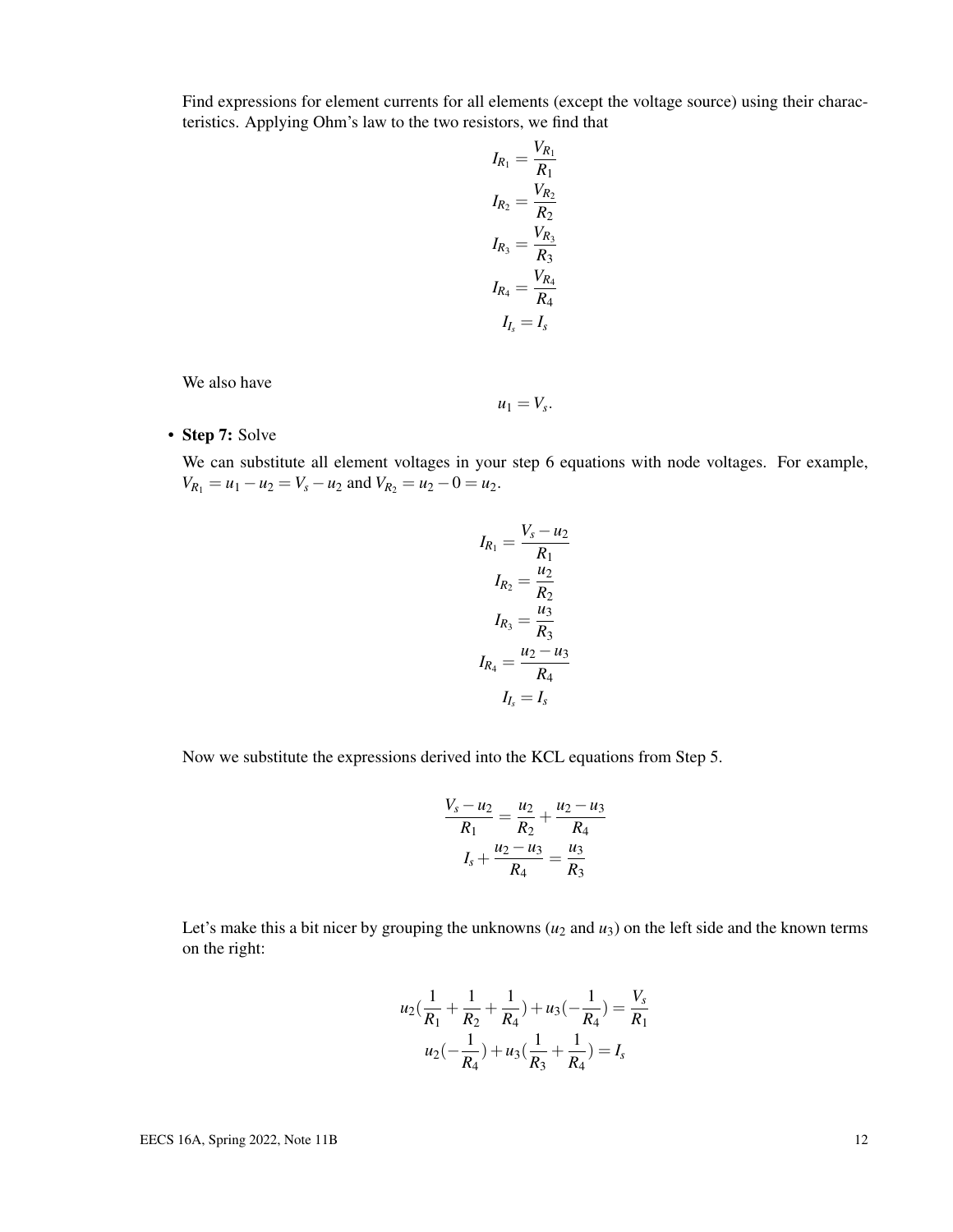Find expressions for element currents for all elements (except the voltage source) using their characteristics. Applying Ohm's law to the two resistors, we find that

$$I_{R_1} = \frac{V_{R_1}}{R_1}$$
$$I_{R_2} = \frac{V_{R_2}}{R_2}$$
$$I_{R_3} = \frac{V_{R_3}}{R_3}$$
$$I_{R_4} = \frac{V_{R_4}}{R_4}$$
$$I_{I_s} = I_s$$

We also have

$$u_1 = V_s.$$

- **Step 7:** Solve

  We can substitute all element voltages in your step 6 equations with node voltages. For example, $V_{R_1} = u_1 - u_2 = V_s - u_2$ and $V_{R_2} = u_2 - 0 = u_2$.

$$I_{R_1} = \frac{V_s - u_2}{R_1}$$
$$I_{R_2} = \frac{u_2}{R_2}$$
$$I_{R_3} = \frac{u_3}{R_3}$$
$$I_{R_4} = \frac{u_2 - u_3}{R_4}$$
$$I_{I_s} = I_s$$

  Now we substitute the expressions derived into the KCL equations from Step 5.

$$\frac{V_s - u_2}{R_1} = \frac{u_2}{R_2} + \frac{u_2 - u_3}{R_4}$$
$$I_s + \frac{u_2 - u_3}{R_4} = \frac{u_3}{R_3}$$

  Let's make this a bit nicer by grouping the unknowns ($u_2$ and $u_3$) on the left side and the known terms on the right:

$$u_2\left(\frac{1}{R_1} + \frac{1}{R_2} + \frac{1}{R_4}\right) + u_3\left(-\frac{1}{R_4}\right) = \frac{V_s}{R_1}$$
$$u_2\left(-\frac{1}{R_4}\right) + u_3\left(\frac{1}{R_3} + \frac{1}{R_4}\right) = I_s$$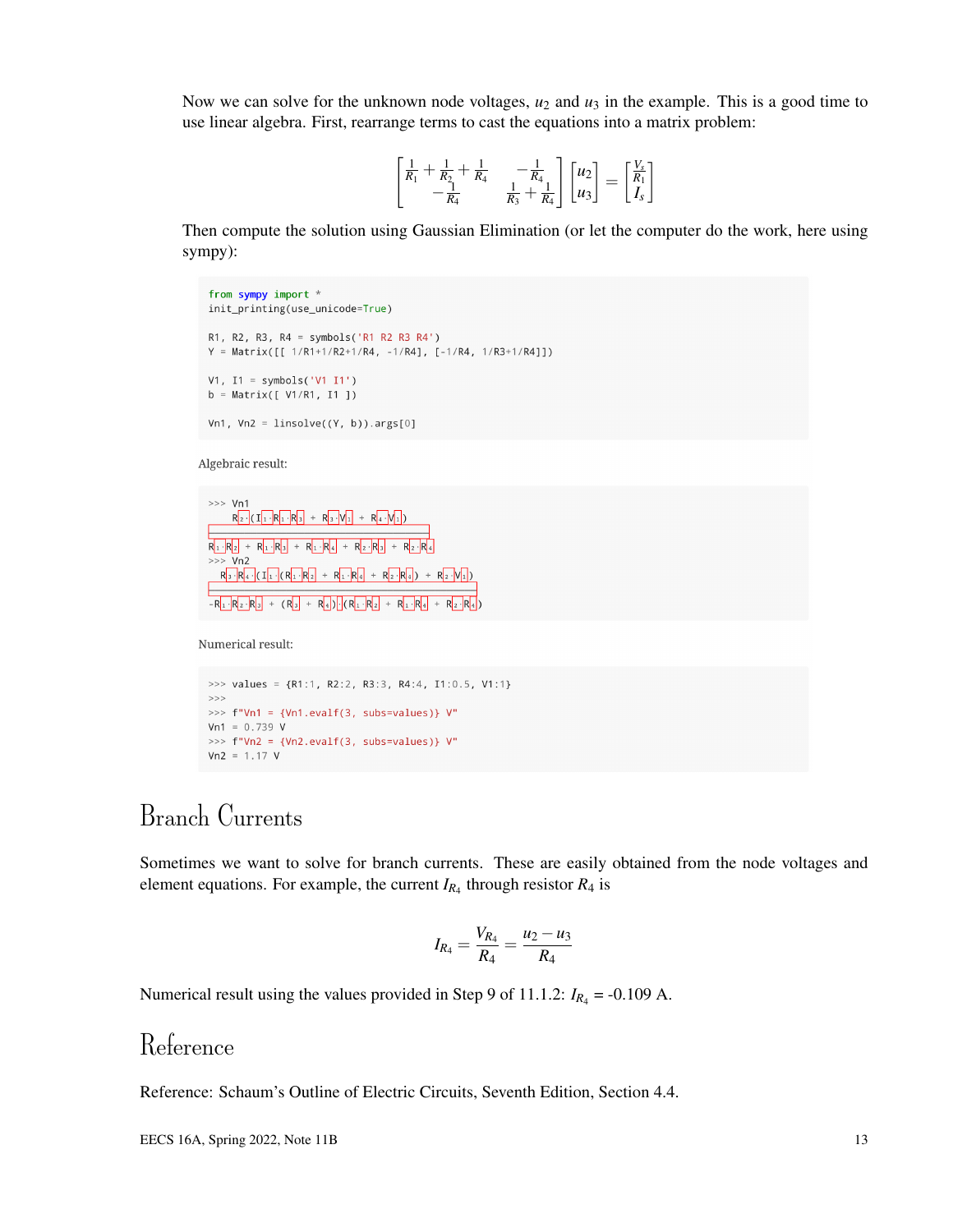Now we can solve for the unknown node voltages, $u_2$ and $u_3$ in the example. This is a good time to use linear algebra. First, rearrange terms to cast the equations into a matrix problem:

$$\begin{bmatrix} \frac{1}{R_1} + \frac{1}{R_2} + \frac{1}{R_4} & -\frac{1}{R_4} \\ -\frac{1}{R_4} & \frac{1}{R_3} + \frac{1}{R_4} \end{bmatrix} \begin{bmatrix} u_2 \\ u_3 \end{bmatrix} = \begin{bmatrix} \frac{V_s}{R_1} \\ I_s \end{bmatrix}$$

Then compute the solution using Gaussian Elimination (or let the computer do the work, here using sympy):

```
from sympy import *
init_printing(use_unicode=True)

R1, R2, R3, R4 = symbols('R1 R2 R3 R4')
Y = Matrix([[ 1/R1+1/R2+1/R4, -1/R4], [-1/R4, 1/R3+1/R4]])

V1, I1 = symbols('V1 I1')
b = Matrix([ V1/R1, I1 ])

Vn1, Vn2 = linsolve((Y, b)).args[0]
```

Algebraic result:

```
>>> Vn1
   R₂⋅(I₁⋅R₁⋅R₃ + R₃⋅V₁ + R₄⋅V₁)
─────────────────────────────────────
R₁⋅R₂ + R₁⋅R₃ + R₁⋅R₄ + R₂⋅R₃ + R₂⋅R₄
>>> Vn2
  R₃⋅R₄⋅(I₁⋅(R₁⋅R₂ + R₁⋅R₄ + R₂⋅R₄) + R₂⋅V₁)
─────────────────────────────────────────────
-R₁⋅R₂⋅R₃ + (R₃ + R₄)⋅(R₁⋅R₂ + R₁⋅R₄ + R₂⋅R₄)
```

Numerical result:

```
>>> values = {R1:1, R2:2, R3:3, R4:4, I1:0.5, V1:1}
>>>
>>> f"Vn1 = {Vn1.evalf(3, subs=values)} V"
Vn1 = 0.739 V
>>> f"Vn2 = {Vn2.evalf(3, subs=values)} V"
Vn2 = 1.17 V
```

# Branch Currents

Sometimes we want to solve for branch currents. These are easily obtained from the node voltages and element equations. For example, the current $I_{R_4}$ through resistor $R_4$ is

$$I_{R_4} = \frac{V_{R_4}}{R_4} = \frac{u_2 - u_3}{R_4}$$

Numerical result using the values provided in Step 9 of 11.1.2: $I_{R_4}$ = -0.109 A.

# Reference

Reference: Schaum's Outline of Electric Circuits, Seventh Edition, Section 4.4.